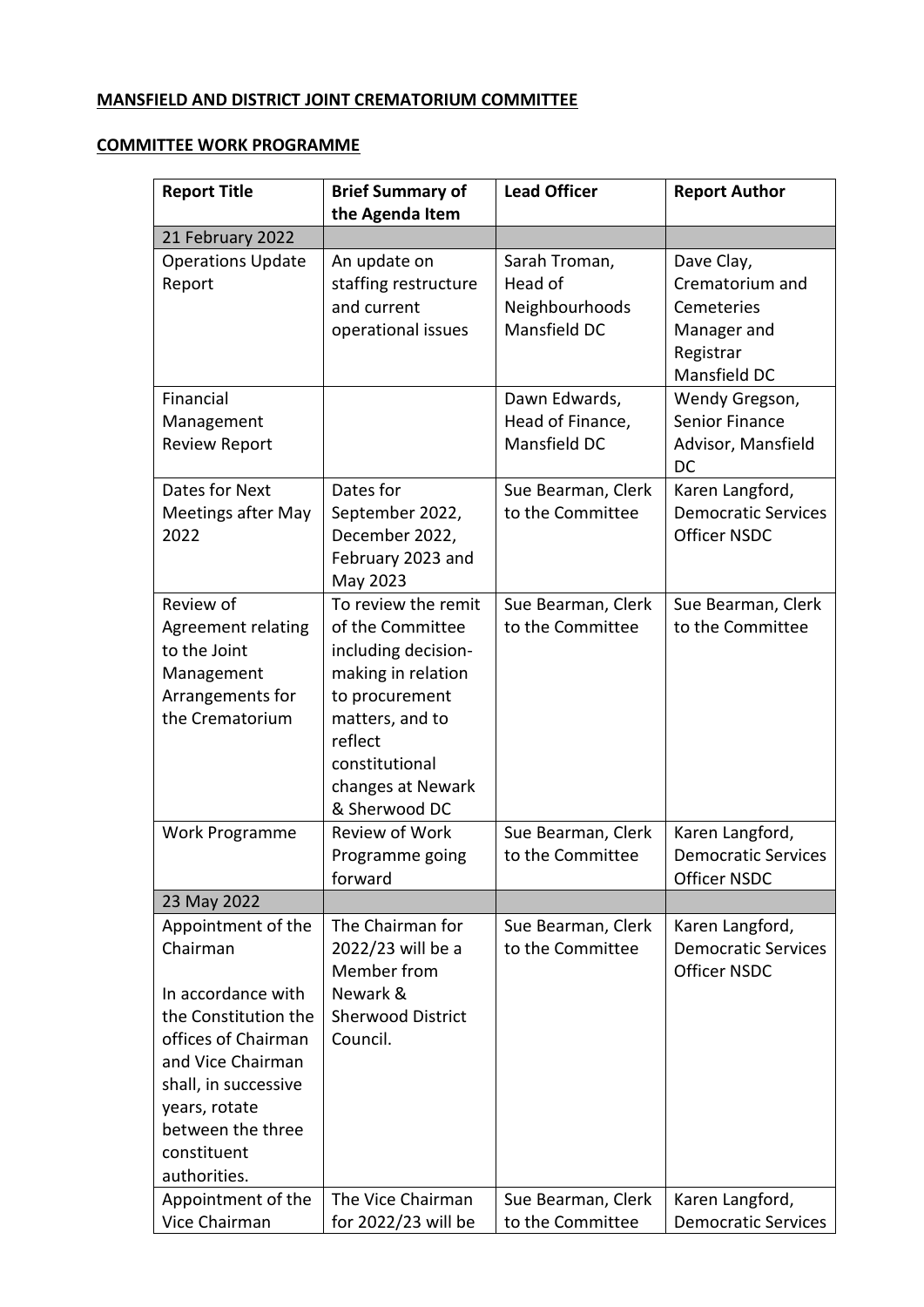**MANSFIELD AND DISTRICT JOINT CREMATORIUM COMMITTEE**

**COMMITTEE WORK PROGRAMME**

| Report Title | Brief Summary of the Agenda Item | Lead Officer | Report Author |
|---|---|---|---|
| 21 February 2022 | | | |
| Operations Update Report | An update on staffing restructure and current operational issues | Sarah Troman, Head of Neighbourhoods Mansfield DC | Dave Clay, Crematorium and Cemeteries Manager and Registrar Mansfield DC |
| Financial Management Review Report | | Dawn Edwards, Head of Finance, Mansfield DC | Wendy Gregson, Senior Finance Advisor, Mansfield DC |
| Dates for Next Meetings after May 2022 | Dates for September 2022, December 2022, February 2023 and May 2023 | Sue Bearman, Clerk to the Committee | Karen Langford, Democratic Services Officer NSDC |
| Review of Agreement relating to the Joint Management Arrangements for the Crematorium | To review the remit of the Committee including decision-making in relation to procurement matters, and to reflect constitutional changes at Newark & Sherwood DC | Sue Bearman, Clerk to the Committee | Sue Bearman, Clerk to the Committee |
| Work Programme | Review of Work Programme going forward | Sue Bearman, Clerk to the Committee | Karen Langford, Democratic Services Officer NSDC |
| 23 May 2022 | | | |
| Appointment of the Chairman<br><br>In accordance with the Constitution the offices of Chairman and Vice Chairman shall, in successive years, rotate between the three constituent authorities. | The Chairman for 2022/23 will be a Member from Newark & Sherwood District Council. | Sue Bearman, Clerk to the Committee | Karen Langford, Democratic Services Officer NSDC |
| Appointment of the Vice Chairman | The Vice Chairman for 2022/23 will be | Sue Bearman, Clerk to the Committee | Karen Langford, Democratic Services |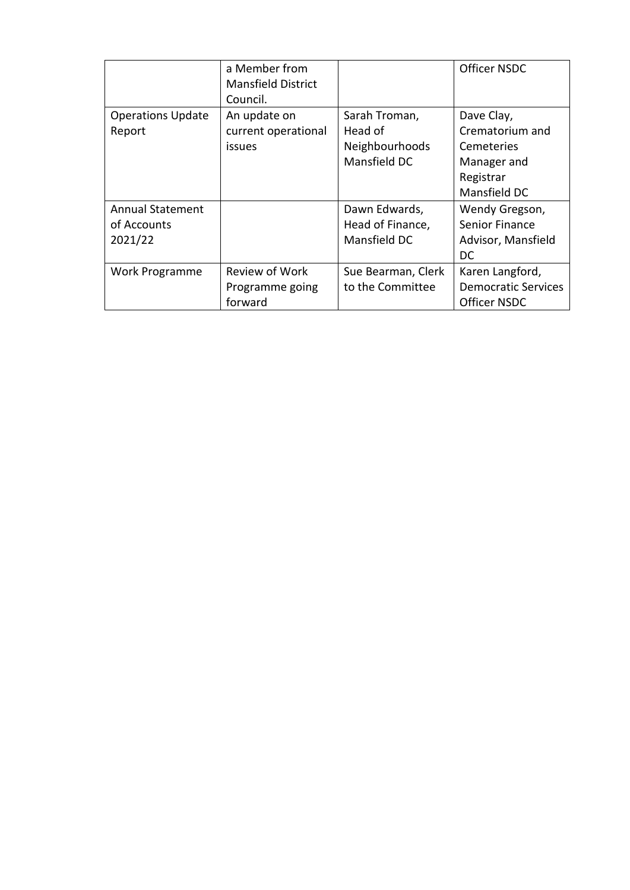| | | | |
|---|---|---|---|
| | a Member from Mansfield District Council. | | Officer NSDC |
| Operations Update Report | An update on current operational issues | Sarah Troman, Head of Neighbourhoods Mansfield DC | Dave Clay, Crematorium and Cemeteries Manager and Registrar Mansfield DC |
| Annual Statement of Accounts 2021/22 | | Dawn Edwards, Head of Finance, Mansfield DC | Wendy Gregson, Senior Finance Advisor, Mansfield DC |
| Work Programme | Review of Work Programme going forward | Sue Bearman, Clerk to the Committee | Karen Langford, Democratic Services Officer NSDC |